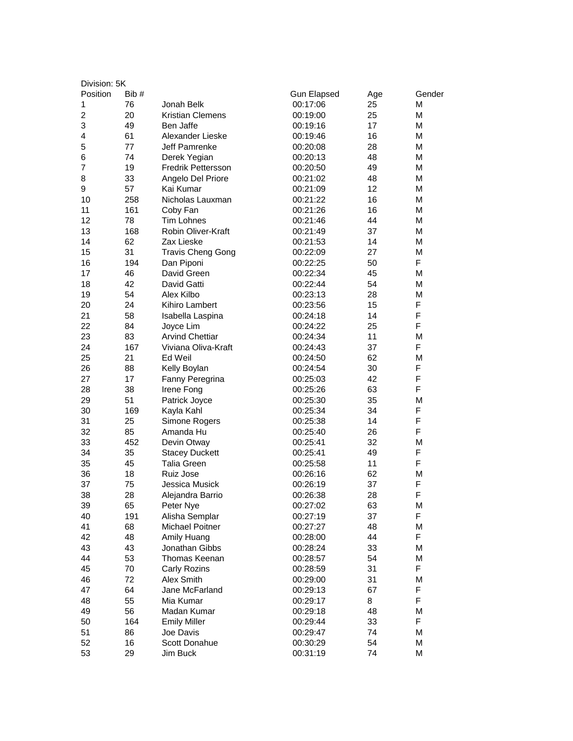Division: 5K

| Position | Bib # | | Gun Elapsed | Age | Gender |
|---|---|---|---|---|---|
| 1 | 76 | Jonah Belk | 00:17:06 | 25 | M |
| 2 | 20 | Kristian Clemens | 00:19:00 | 25 | M |
| 3 | 49 | Ben Jaffe | 00:19:16 | 17 | M |
| 4 | 61 | Alexander Lieske | 00:19:46 | 16 | M |
| 5 | 77 | Jeff Pamrenke | 00:20:08 | 28 | M |
| 6 | 74 | Derek Yegian | 00:20:13 | 48 | M |
| 7 | 19 | Fredrik Pettersson | 00:20:50 | 49 | M |
| 8 | 33 | Angelo Del Priore | 00:21:02 | 48 | M |
| 9 | 57 | Kai Kumar | 00:21:09 | 12 | M |
| 10 | 258 | Nicholas Lauxman | 00:21:22 | 16 | M |
| 11 | 161 | Coby Fan | 00:21:26 | 16 | M |
| 12 | 78 | Tim Lohnes | 00:21:46 | 44 | M |
| 13 | 168 | Robin Oliver-Kraft | 00:21:49 | 37 | M |
| 14 | 62 | Zax Lieske | 00:21:53 | 14 | M |
| 15 | 31 | Travis Cheng Gong | 00:22:09 | 27 | M |
| 16 | 194 | Dan Piponi | 00:22:25 | 50 | F |
| 17 | 46 | David Green | 00:22:34 | 45 | M |
| 18 | 42 | David Gatti | 00:22:44 | 54 | M |
| 19 | 54 | Alex Kilbo | 00:23:13 | 28 | M |
| 20 | 24 | Kihiro Lambert | 00:23:56 | 15 | F |
| 21 | 58 | Isabella Laspina | 00:24:18 | 14 | F |
| 22 | 84 | Joyce Lim | 00:24:22 | 25 | F |
| 23 | 83 | Arvind Chettiar | 00:24:34 | 11 | M |
| 24 | 167 | Viviana Oliva-Kraft | 00:24:43 | 37 | F |
| 25 | 21 | Ed Weil | 00:24:50 | 62 | M |
| 26 | 88 | Kelly Boylan | 00:24:54 | 30 | F |
| 27 | 17 | Fanny Peregrina | 00:25:03 | 42 | F |
| 28 | 38 | Irene Fong | 00:25:26 | 63 | F |
| 29 | 51 | Patrick Joyce | 00:25:30 | 35 | M |
| 30 | 169 | Kayla Kahl | 00:25:34 | 34 | F |
| 31 | 25 | Simone Rogers | 00:25:38 | 14 | F |
| 32 | 85 | Amanda Hu | 00:25:40 | 26 | F |
| 33 | 452 | Devin Otway | 00:25:41 | 32 | M |
| 34 | 35 | Stacey Duckett | 00:25:41 | 49 | F |
| 35 | 45 | Talia Green | 00:25:58 | 11 | F |
| 36 | 18 | Ruiz Jose | 00:26:16 | 62 | M |
| 37 | 75 | Jessica Musick | 00:26:19 | 37 | F |
| 38 | 28 | Alejandra Barrio | 00:26:38 | 28 | F |
| 39 | 65 | Peter Nye | 00:27:02 | 63 | M |
| 40 | 191 | Alisha Semplar | 00:27:19 | 37 | F |
| 41 | 68 | Michael Poitner | 00:27:27 | 48 | M |
| 42 | 48 | Amily Huang | 00:28:00 | 44 | F |
| 43 | 43 | Jonathan Gibbs | 00:28:24 | 33 | M |
| 44 | 53 | Thomas Keenan | 00:28:57 | 54 | M |
| 45 | 70 | Carly Rozins | 00:28:59 | 31 | F |
| 46 | 72 | Alex Smith | 00:29:00 | 31 | M |
| 47 | 64 | Jane McFarland | 00:29:13 | 67 | F |
| 48 | 55 | Mia Kumar | 00:29:17 | 8 | F |
| 49 | 56 | Madan Kumar | 00:29:18 | 48 | M |
| 50 | 164 | Emily Miller | 00:29:44 | 33 | F |
| 51 | 86 | Joe Davis | 00:29:47 | 74 | M |
| 52 | 16 | Scott Donahue | 00:30:29 | 54 | M |
| 53 | 29 | Jim Buck | 00:31:19 | 74 | M |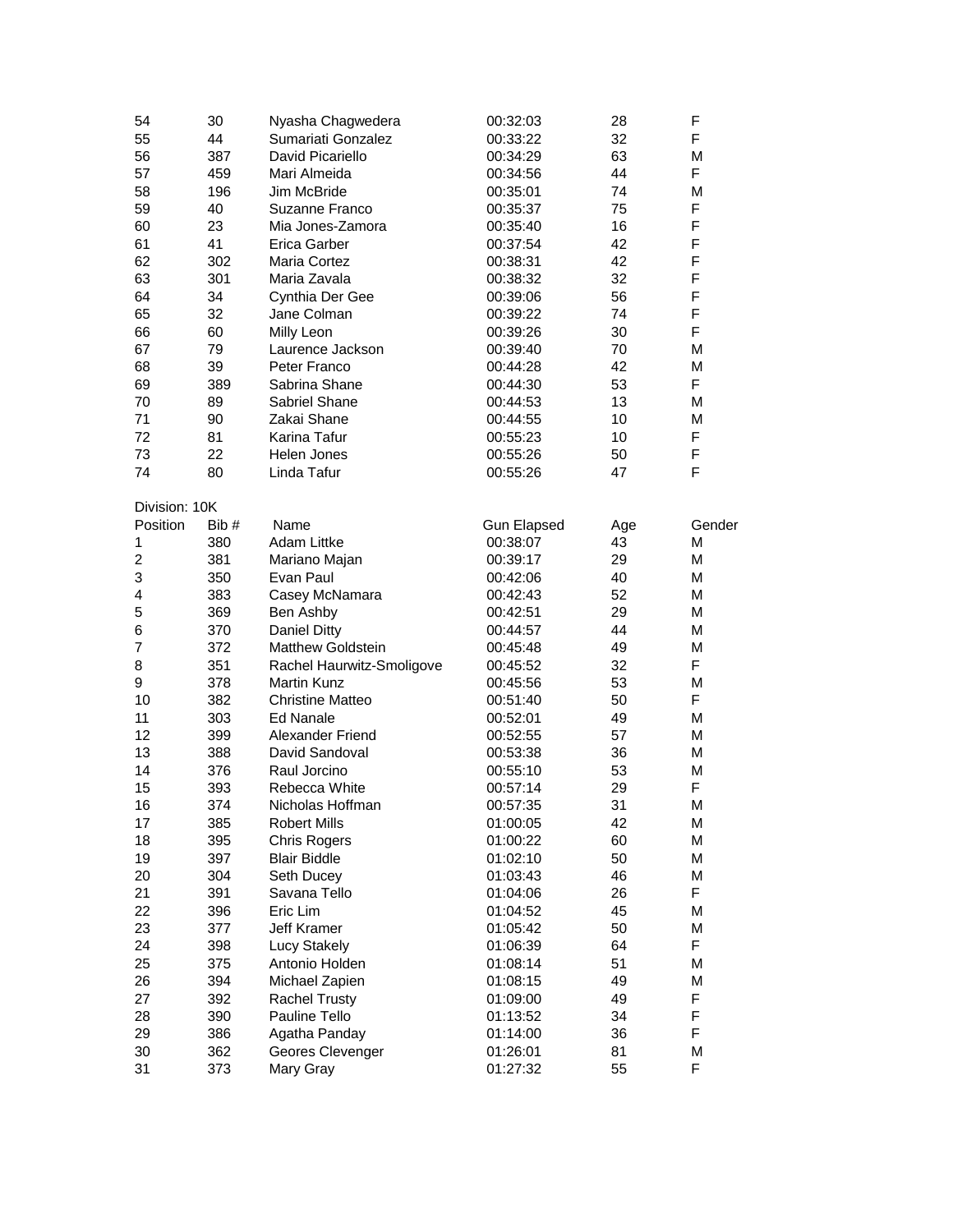| | | | | | |
|---|---|---|---|---|---|
| 54 | 30 | Nyasha Chagwedera | 00:32:03 | 28 | F |
| 55 | 44 | Sumariati Gonzalez | 00:33:22 | 32 | F |
| 56 | 387 | David Picariello | 00:34:29 | 63 | M |
| 57 | 459 | Mari Almeida | 00:34:56 | 44 | F |
| 58 | 196 | Jim McBride | 00:35:01 | 74 | M |
| 59 | 40 | Suzanne Franco | 00:35:37 | 75 | F |
| 60 | 23 | Mia Jones-Zamora | 00:35:40 | 16 | F |
| 61 | 41 | Erica Garber | 00:37:54 | 42 | F |
| 62 | 302 | Maria Cortez | 00:38:31 | 42 | F |
| 63 | 301 | Maria Zavala | 00:38:32 | 32 | F |
| 64 | 34 | Cynthia Der Gee | 00:39:06 | 56 | F |
| 65 | 32 | Jane Colman | 00:39:22 | 74 | F |
| 66 | 60 | Milly Leon | 00:39:26 | 30 | F |
| 67 | 79 | Laurence Jackson | 00:39:40 | 70 | M |
| 68 | 39 | Peter Franco | 00:44:28 | 42 | M |
| 69 | 389 | Sabrina Shane | 00:44:30 | 53 | F |
| 70 | 89 | Sabriel Shane | 00:44:53 | 13 | M |
| 71 | 90 | Zakai Shane | 00:44:55 | 10 | M |
| 72 | 81 | Karina Tafur | 00:55:23 | 10 | F |
| 73 | 22 | Helen Jones | 00:55:26 | 50 | F |
| 74 | 80 | Linda Tafur | 00:55:26 | 47 | F |

Division: 10K

| Position | Bib # | Name | Gun Elapsed | Age | Gender |
|---|---|---|---|---|---|
| 1 | 380 | Adam Littke | 00:38:07 | 43 | M |
| 2 | 381 | Mariano Majan | 00:39:17 | 29 | M |
| 3 | 350 | Evan Paul | 00:42:06 | 40 | M |
| 4 | 383 | Casey McNamara | 00:42:43 | 52 | M |
| 5 | 369 | Ben Ashby | 00:42:51 | 29 | M |
| 6 | 370 | Daniel Ditty | 00:44:57 | 44 | M |
| 7 | 372 | Matthew Goldstein | 00:45:48 | 49 | M |
| 8 | 351 | Rachel Haurwitz-Smoligove | 00:45:52 | 32 | F |
| 9 | 378 | Martin Kunz | 00:45:56 | 53 | M |
| 10 | 382 | Christine Matteo | 00:51:40 | 50 | F |
| 11 | 303 | Ed Nanale | 00:52:01 | 49 | M |
| 12 | 399 | Alexander Friend | 00:52:55 | 57 | M |
| 13 | 388 | David Sandoval | 00:53:38 | 36 | M |
| 14 | 376 | Raul Jorcino | 00:55:10 | 53 | M |
| 15 | 393 | Rebecca White | 00:57:14 | 29 | F |
| 16 | 374 | Nicholas Hoffman | 00:57:35 | 31 | M |
| 17 | 385 | Robert Mills | 01:00:05 | 42 | M |
| 18 | 395 | Chris Rogers | 01:00:22 | 60 | M |
| 19 | 397 | Blair Biddle | 01:02:10 | 50 | M |
| 20 | 304 | Seth Ducey | 01:03:43 | 46 | M |
| 21 | 391 | Savana Tello | 01:04:06 | 26 | F |
| 22 | 396 | Eric Lim | 01:04:52 | 45 | M |
| 23 | 377 | Jeff Kramer | 01:05:42 | 50 | M |
| 24 | 398 | Lucy Stakely | 01:06:39 | 64 | F |
| 25 | 375 | Antonio Holden | 01:08:14 | 51 | M |
| 26 | 394 | Michael Zapien | 01:08:15 | 49 | M |
| 27 | 392 | Rachel Trusty | 01:09:00 | 49 | F |
| 28 | 390 | Pauline Tello | 01:13:52 | 34 | F |
| 29 | 386 | Agatha Panday | 01:14:00 | 36 | F |
| 30 | 362 | Geores Clevenger | 01:26:01 | 81 | M |
| 31 | 373 | Mary Gray | 01:27:32 | 55 | F |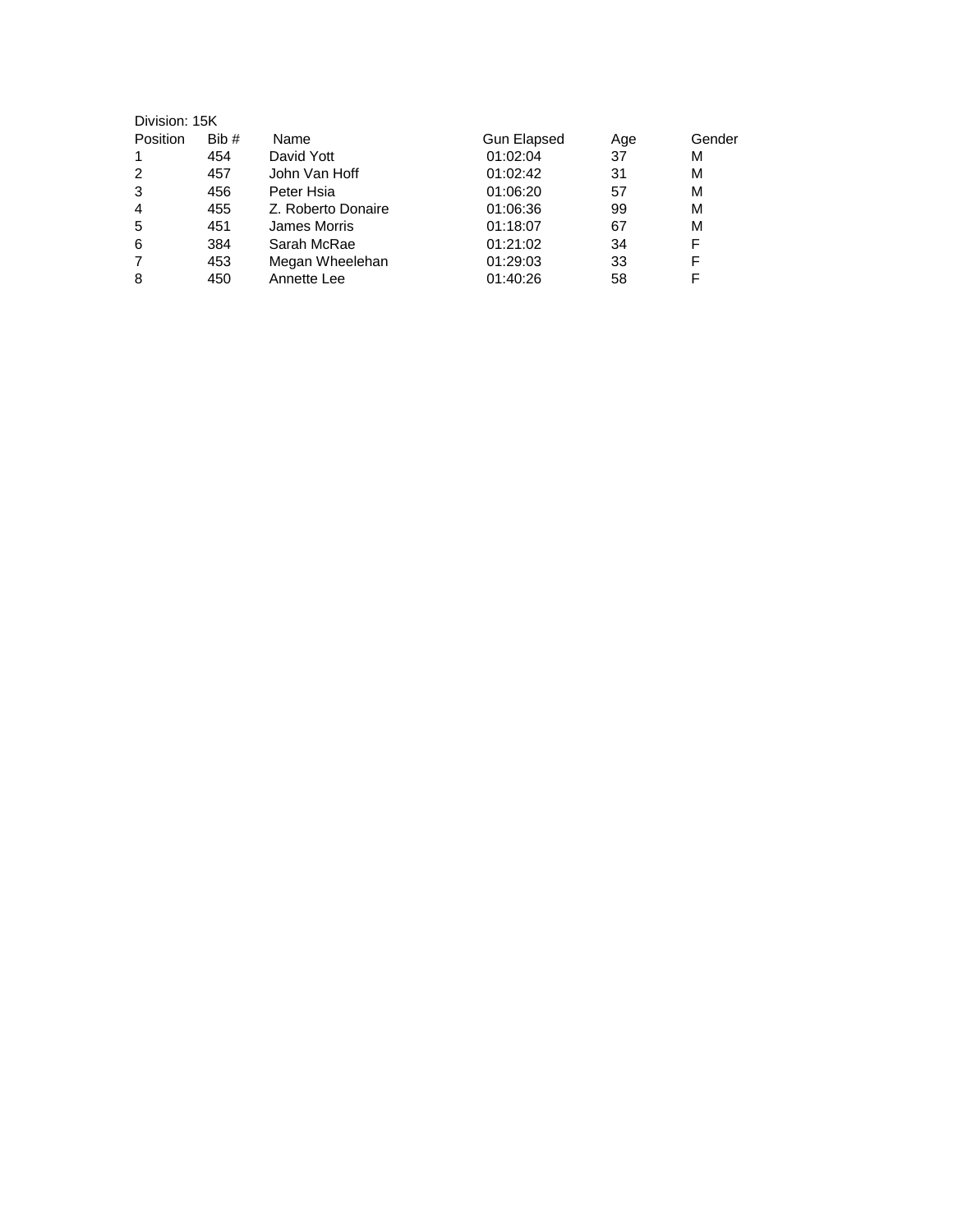Division: 15K

| Position | Bib # | Name | Gun Elapsed | Age | Gender |
|---|---|---|---|---|---|
| 1 | 454 | David Yott | 01:02:04 | 37 | M |
| 2 | 457 | John Van Hoff | 01:02:42 | 31 | M |
| 3 | 456 | Peter Hsia | 01:06:20 | 57 | M |
| 4 | 455 | Z. Roberto Donaire | 01:06:36 | 99 | M |
| 5 | 451 | James Morris | 01:18:07 | 67 | M |
| 6 | 384 | Sarah McRae | 01:21:02 | 34 | F |
| 7 | 453 | Megan Wheelehan | 01:29:03 | 33 | F |
| 8 | 450 | Annette Lee | 01:40:26 | 58 | F |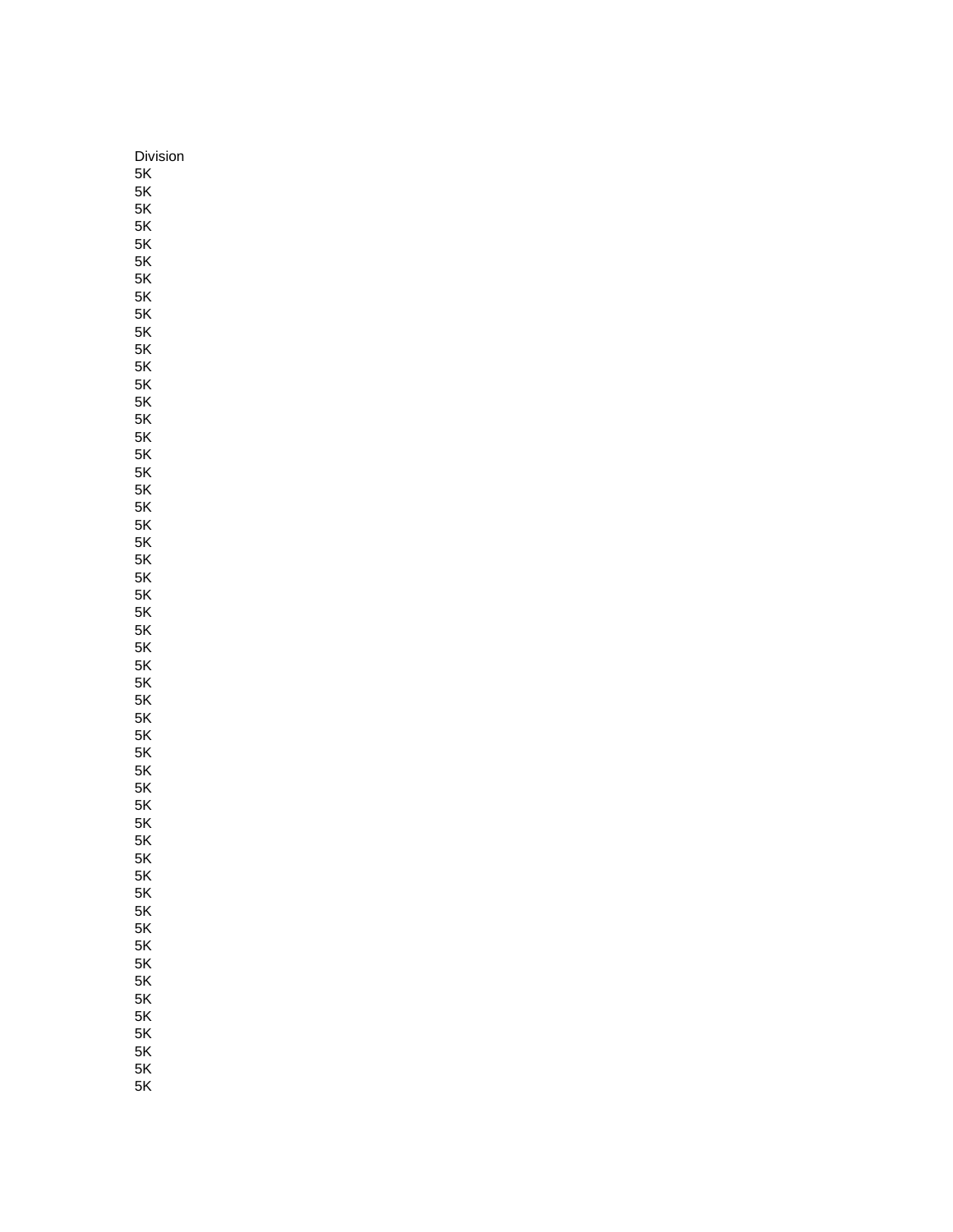| Division |
| --- |
| 5K |
| 5K |
| 5K |
| 5K |
| 5K |
| 5K |
| 5K |
| 5K |
| 5K |
| 5K |
| 5K |
| 5K |
| 5K |
| 5K |
| 5K |
| 5K |
| 5K |
| 5K |
| 5K |
| 5K |
| 5K |
| 5K |
| 5K |
| 5K |
| 5K |
| 5K |
| 5K |
| 5K |
| 5K |
| 5K |
| 5K |
| 5K |
| 5K |
| 5K |
| 5K |
| 5K |
| 5K |
| 5K |
| 5K |
| 5K |
| 5K |
| 5K |
| 5K |
| 5K |
| 5K |
| 5K |
| 5K |
| 5K |
| 5K |
| 5K |
| 5K |
| 5K |
| 5K |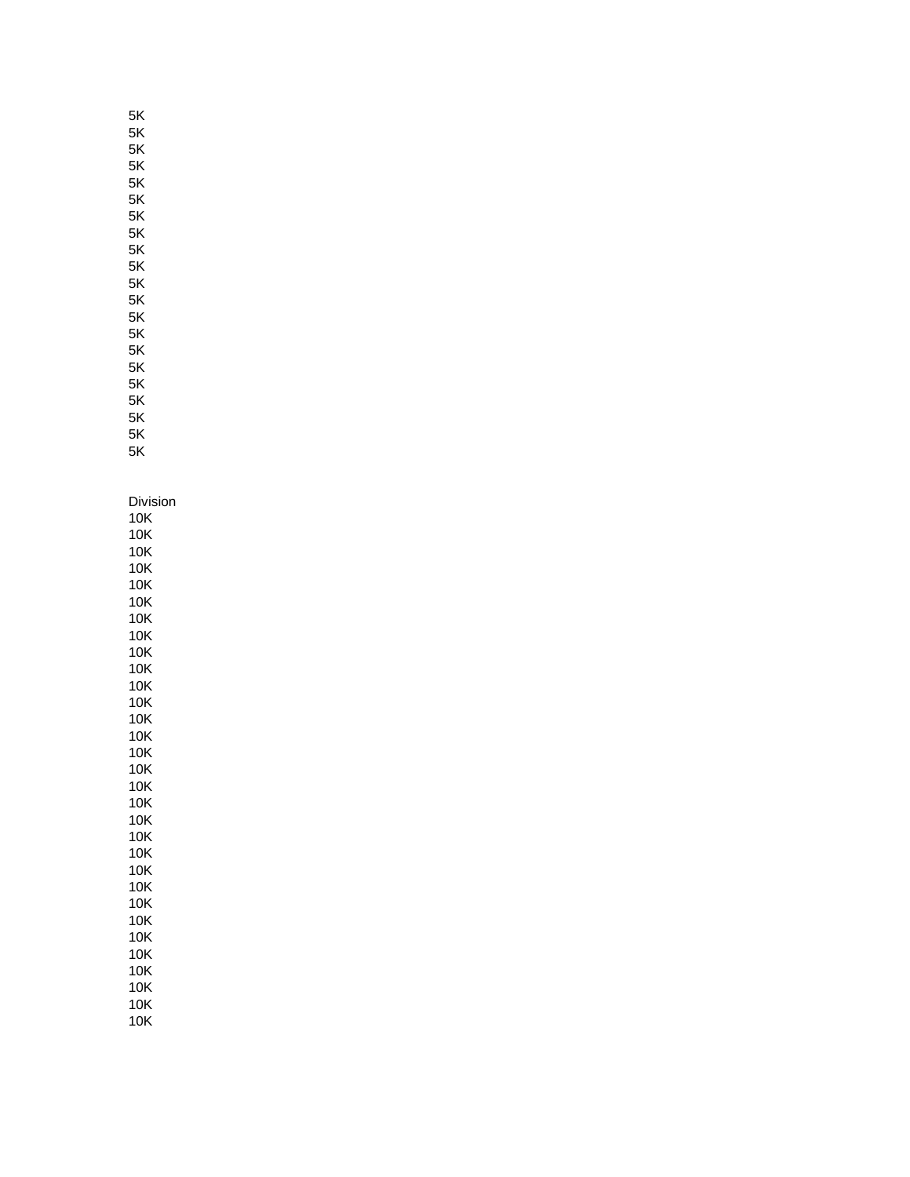5K
5K
5K
5K
5K
5K
5K
5K
5K
5K
5K
5K
5K
5K
5K
5K
5K
5K
5K
5K
5K

Division
10K
10K
10K
10K
10K
10K
10K
10K
10K
10K
10K
10K
10K
10K
10K
10K
10K
10K
10K
10K
10K
10K
10K
10K
10K
10K
10K
10K
10K
10K
10K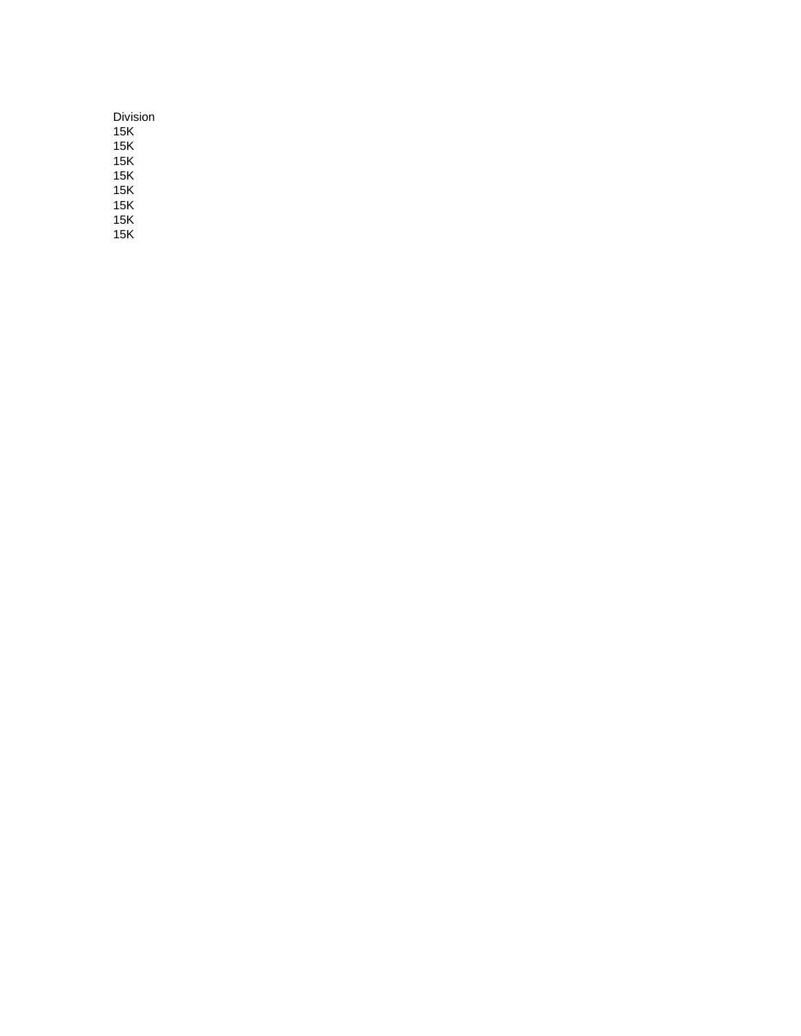| Division |
| --- |
| 15K |
| 15K |
| 15K |
| 15K |
| 15K |
| 15K |
| 15K |
| 15K |